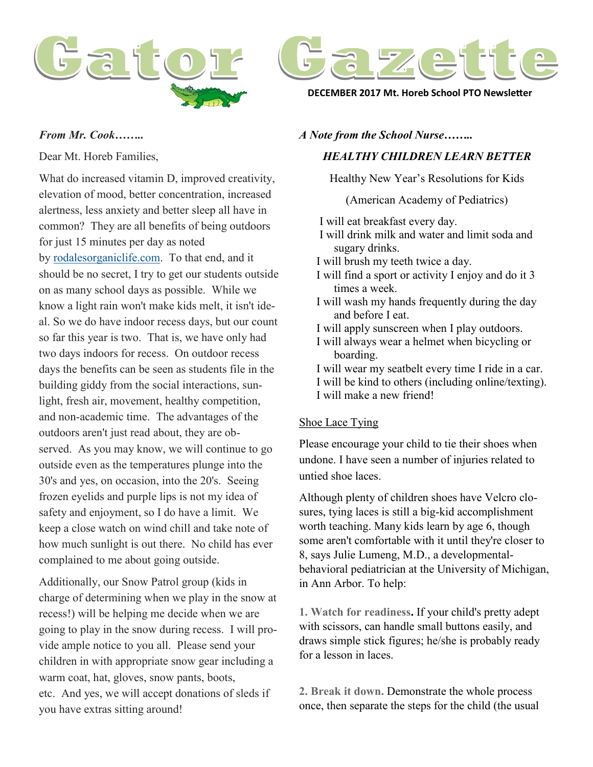# Gator Gazette

**DECEMBER 2017 Mt. Horeb School PTO Newsletter**

*From Mr. Cook……..*

Dear Mt. Horeb Families,

What do increased vitamin D, improved creativity, elevation of mood, better concentration, increased alertness, less anxiety and better sleep all have in common? They are all benefits of being outdoors for just 15 minutes per day as noted by rodalesorganiclife.com. To that end, and it should be no secret, I try to get our students outside on as many school days as possible. While we know a light rain won't make kids melt, it isn't ideal. So we do have indoor recess days, but our count so far this year is two. That is, we have only had two days indoors for recess. On outdoor recess days the benefits can be seen as students file in the building giddy from the social interactions, sunlight, fresh air, movement, healthy competition, and non-academic time. The advantages of the outdoors aren't just read about, they are observed. As you may know, we will continue to go outside even as the temperatures plunge into the 30's and yes, on occasion, into the 20's. Seeing frozen eyelids and purple lips is not my idea of safety and enjoyment, so I do have a limit. We keep a close watch on wind chill and take note of how much sunlight is out there. No child has ever complained to me about going outside.

Additionally, our Snow Patrol group (kids in charge of determining when we play in the snow at recess!) will be helping me decide when we are going to play in the snow during recess. I will provide ample notice to you all. Please send your children in with appropriate snow gear including a warm coat, hat, gloves, snow pants, boots, etc. And yes, we will accept donations of sleds if you have extras sitting around!

*A Note from the School Nurse……..*

***HEALTHY CHILDREN LEARN BETTER***

Healthy New Year's Resolutions for Kids

(American Academy of Pediatrics)

I will eat breakfast every day.
I will drink milk and water and limit soda and sugary drinks.
I will brush my teeth twice a day.
I will find a sport or activity I enjoy and do it 3 times a week.
I will wash my hands frequently during the day and before I eat.
I will apply sunscreen when I play outdoors.
I will always wear a helmet when bicycling or boarding.
I will wear my seatbelt every time I ride in a car.
I will be kind to others (including online/texting).
I will make a new friend!

<u>Shoe Lace Tying</u>

Please encourage your child to tie their shoes when undone. I have seen a number of injuries related to untied shoe laces.

Although plenty of children shoes have Velcro closures, tying laces is still a big-kid accomplishment worth teaching. Many kids learn by age 6, though some aren't comfortable with it until they're closer to 8, says Julie Lumeng, M.D., a developmental-behavioral pediatrician at the University of Michigan, in Ann Arbor. To help:

**1. Watch for readiness.** If your child's pretty adept with scissors, can handle small buttons easily, and draws simple stick figures; he/she is probably ready for a lesson in laces.

**2. Break it down.** Demonstrate the whole process once, then separate the steps for the child (the usual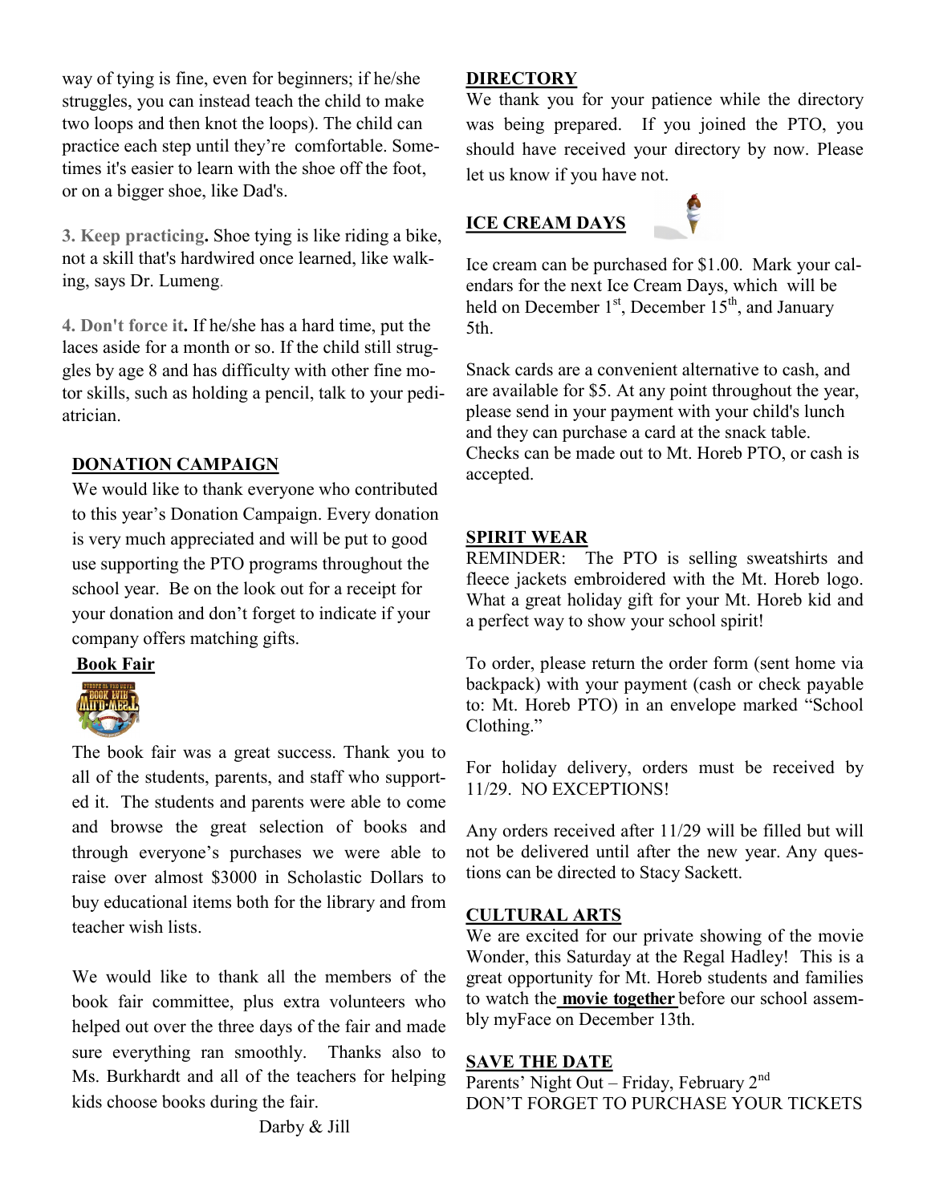way of tying is fine, even for beginners; if he/she struggles, you can instead teach the child to make two loops and then knot the loops). The child can practice each step until they're comfortable. Sometimes it's easier to learn with the shoe off the foot, or on a bigger shoe, like Dad's.

**3. Keep practicing.** Shoe tying is like riding a bike, not a skill that's hardwired once learned, like walking, says Dr. Lumeng.

**4. Don't force it.** If he/she has a hard time, put the laces aside for a month or so. If the child still struggles by age 8 and has difficulty with other fine motor skills, such as holding a pencil, talk to your pediatrician.

## DONATION CAMPAIGN

We would like to thank everyone who contributed to this year's Donation Campaign. Every donation is very much appreciated and will be put to good use supporting the PTO programs throughout the school year. Be on the look out for a receipt for your donation and don't forget to indicate if your company offers matching gifts.

## Book Fair

The book fair was a great success. Thank you to all of the students, parents, and staff who supported it. The students and parents were able to come and browse the great selection of books and through everyone's purchases we were able to raise over almost $3000 in Scholastic Dollars to buy educational items both for the library and from teacher wish lists.

We would like to thank all the members of the book fair committee, plus extra volunteers who helped out over the three days of the fair and made sure everything ran smoothly. Thanks also to Ms. Burkhardt and all of the teachers for helping kids choose books during the fair.

Darby & Jill

## DIRECTORY

We thank you for your patience while the directory was being prepared. If you joined the PTO, you should have received your directory by now. Please let us know if you have not.

## ICE CREAM DAYS

Ice cream can be purchased for $1.00. Mark your calendars for the next Ice Cream Days, which will be held on December 1st, December 15th, and January 5th.

Snack cards are a convenient alternative to cash, and are available for $5. At any point throughout the year, please send in your payment with your child's lunch and they can purchase a card at the snack table. Checks can be made out to Mt. Horeb PTO, or cash is accepted.

## SPIRIT WEAR

REMINDER: The PTO is selling sweatshirts and fleece jackets embroidered with the Mt. Horeb logo. What a great holiday gift for your Mt. Horeb kid and a perfect way to show your school spirit!

To order, please return the order form (sent home via backpack) with your payment (cash or check payable to: Mt. Horeb PTO) in an envelope marked "School Clothing."

For holiday delivery, orders must be received by 11/29. NO EXCEPTIONS!

Any orders received after 11/29 will be filled but will not be delivered until after the new year. Any questions can be directed to Stacy Sackett.

## CULTURAL ARTS

We are excited for our private showing of the movie Wonder, this Saturday at the Regal Hadley! This is a great opportunity for Mt. Horeb students and families to watch the **movie together** before our school assembly myFace on December 13th.

## SAVE THE DATE

Parents' Night Out – Friday, February 2nd
DON'T FORGET TO PURCHASE YOUR TICKETS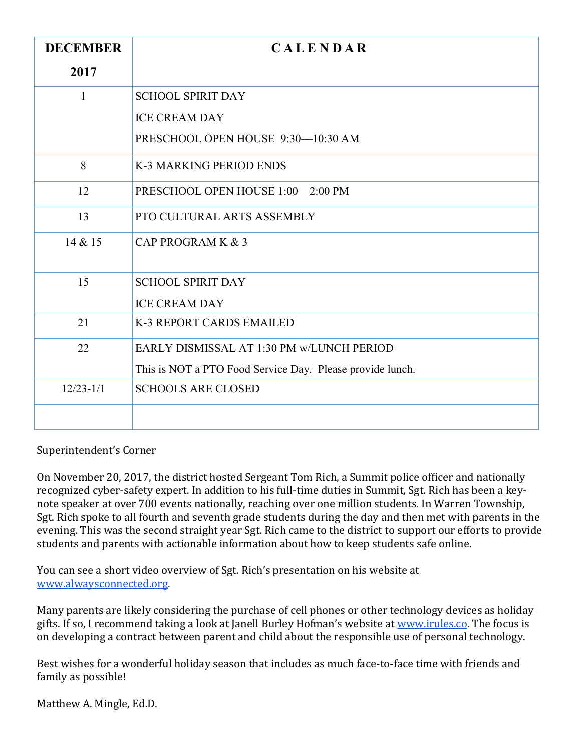| DECEMBER 2017 | C A L E N D A R |
|---|---|
| 1 | SCHOOL SPIRIT DAY<br>ICE CREAM DAY<br>PRESCHOOL OPEN HOUSE 9:30—10:30 AM |
| 8 | K-3 MARKING PERIOD ENDS |
| 12 | PRESCHOOL OPEN HOUSE 1:00—2:00 PM |
| 13 | PTO CULTURAL ARTS ASSEMBLY |
| 14 & 15 | CAP PROGRAM K & 3 |
| 15 | SCHOOL SPIRIT DAY<br>ICE CREAM DAY |
| 21 | K-3 REPORT CARDS EMAILED |
| 22 | EARLY DISMISSAL AT 1:30 PM w/LUNCH PERIOD<br>This is NOT a PTO Food Service Day. Please provide lunch. |
| 12/23-1/1 | SCHOOLS ARE CLOSED |
| | |

Superintendent's Corner

On November 20, 2017, the district hosted Sergeant Tom Rich, a Summit police officer and nationally recognized cyber-safety expert. In addition to his full-time duties in Summit, Sgt. Rich has been a keynote speaker at over 700 events nationally, reaching over one million students. In Warren Township, Sgt. Rich spoke to all fourth and seventh grade students during the day and then met with parents in the evening. This was the second straight year Sgt. Rich came to the district to support our efforts to provide students and parents with actionable information about how to keep students safe online.

You can see a short video overview of Sgt. Rich's presentation on his website at www.alwaysconnected.org.

Many parents are likely considering the purchase of cell phones or other technology devices as holiday gifts. If so, I recommend taking a look at Janell Burley Hofman's website at www.irules.co. The focus is on developing a contract between parent and child about the responsible use of personal technology.

Best wishes for a wonderful holiday season that includes as much face-to-face time with friends and family as possible!

Matthew A. Mingle, Ed.D.